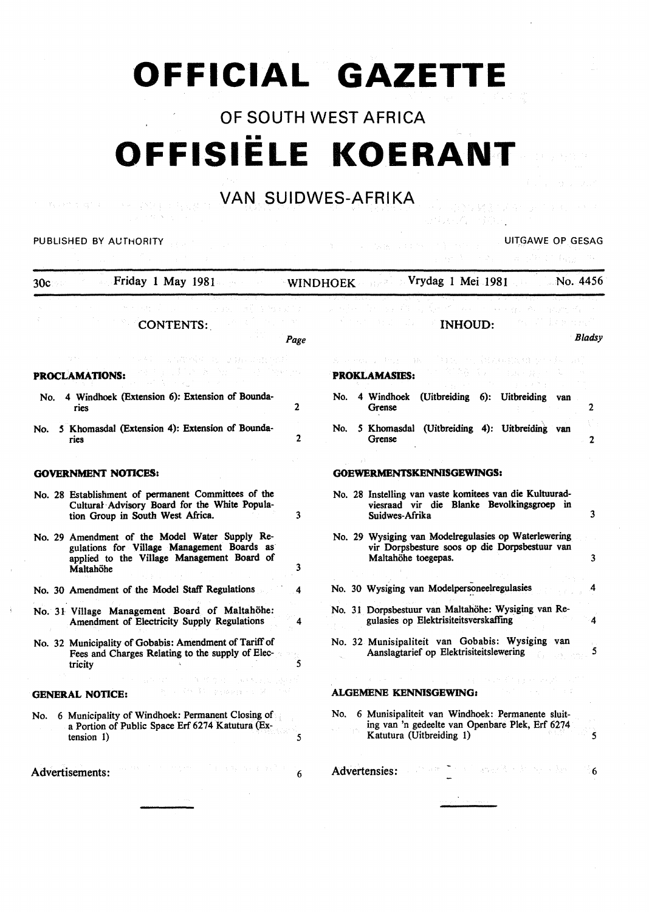# OFFICIAL GAZETTE

## OF SOUTH WEST AFRICA

# OFFISIËLE KOERANT

## VAN SUIDWES-AFRIKA

PUBLISHED BY AUTHORITY — UITGAWE OP GESAG

30c — Friday 1 May 1981 — WINDHOEK — Vrydag 1 Mei 1981 — No. 4456

### CONTENTS:

| | Page |
|---|---|
| **PROCLAMATIONS:** | |
| No. 4 Windhoek (Extension 6): Extension of Boundaries | 2 |
| No. 5 Khomasdal (Extension 4): Extension of Boundaries | 2 |
| **GOVERNMENT NOTICES:** | |
| No. 28 Establishment of permanent Committees of the Cultural Advisory Board for the White Population Group in South West Africa. | 3 |
| No. 29 Amendment of the Model Water Supply Regulations for Village Management Boards as applied to the Village Management Board of Maltahöhe | 3 |
| No. 30 Amendment of the Model Staff Regulations | 4 |
| No. 31 Village Management Board of Maltahöhe: Amendment of Electricity Supply Regulations | 4 |
| No. 32 Municipality of Gobabis: Amendment of Tariff of Fees and Charges Relating to the supply of Electricity | 5 |
| **GENERAL NOTICE:** | |
| No. 6 Municipality of Windhoek: Permanent Closing of a Portion of Public Space Erf 6274 Katutura (Extension 1) | 5 |
| Advertisements: | 6 |

### INHOUD:

| | Bladsy |
|---|---|
| **PROKLAMASIES:** | |
| No. 4 Windhoek (Uitbreiding 6): Uitbreiding van Grense | 2 |
| No. 5 Khomasdal (Uitbreiding 4): Uitbreiding van Grense | 2 |
| **GOEWERMENTSKENNISGEWINGS:** | |
| No. 28 Instelling van vaste komitees van die Kultuuradviesraad vir die Blanke Bevolkingsgroep in Suidwes-Afrika | 3 |
| No. 29 Wysiging van Modelregulasies op Waterlewering vir Dorpsbesture soos op die Dorpsbestuur van Maltahöhe toegepas. | 3 |
| No. 30 Wysiging van Modelpersoneelregulasies | 4 |
| No. 31 Dorpsbestuur van Maltahöhe: Wysiging van Regulasies op Elektrisiteitsverskaffing | 4 |
| No. 32 Munisipaliteit van Gobabis: Wysiging van Aanslagtarief op Elektrisiteitslewering | 5 |
| **ALGEMENE KENNISGEWING:** | |
| No. 6 Munisipaliteit van Windhoek: Permanente sluiting van 'n gedeelte van Openbare Plek, Erf 6274 Katutura (Uitbreiding 1) | 5 |
| Advertensies: | 6 |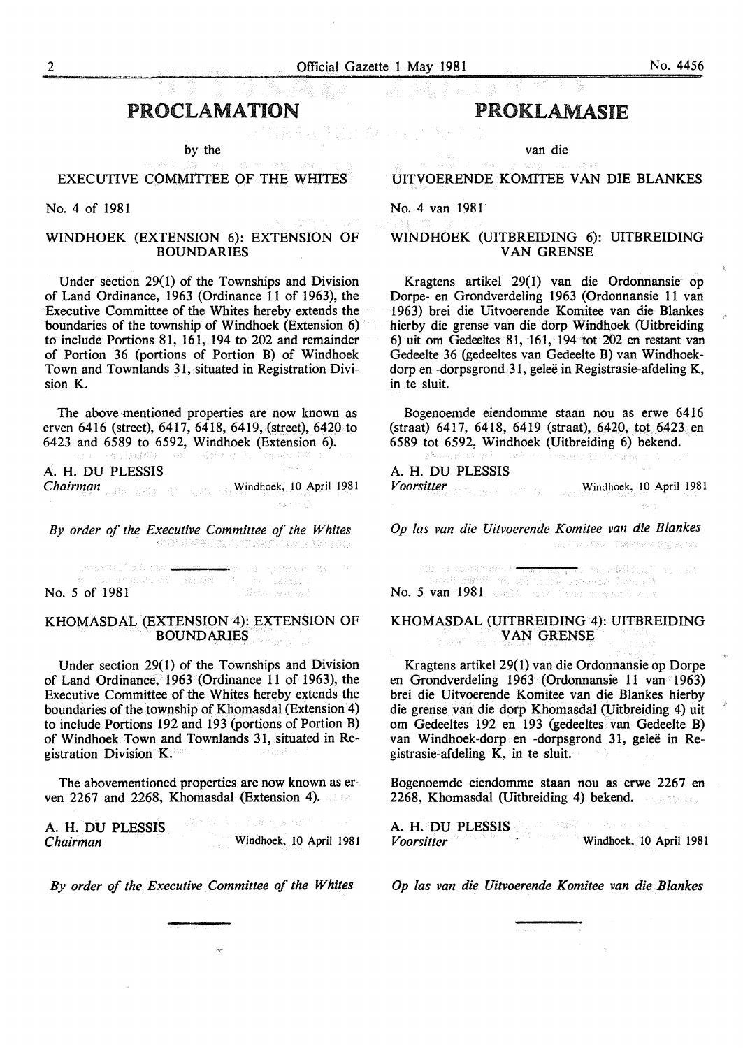# PROCLAMATION

by the

EXECUTIVE COMMITTEE OF THE WHITES

No. 4 of 1981

## WINDHOEK (EXTENSION 6): EXTENSION OF BOUNDARIES

Under section 29(1) of the Townships and Division of Land Ordinance, 1963 (Ordinance 11 of 1963), the Executive Committee of the Whites hereby extends the boundaries of the township of Windhoek (Extension 6) to include Portions 81, 161, 194 to 202 and remainder of Portion 36 (portions of Portion B) of Windhoek Town and Townlands 31, situated in Registration Division K.

The above-mentioned properties are now known as erven 6416 (street), 6417, 6418, 6419, (street), 6420 to 6423 and 6589 to 6592, Windhoek (Extension 6).

A. H. DU PLESSIS
*Chairman* Windhoek, 10 April 1981

*By order of the Executive Committee of the Whites*

---

No. 5 of 1981

## KHOMASDAL (EXTENSION 4): EXTENSION OF BOUNDARIES

Under section 29(1) of the Townships and Division of Land Ordinance, 1963 (Ordinance 11 of 1963), the Executive Committee of the Whites hereby extends the boundaries of the township of Khomasdal (Extension 4) to include Portions 192 and 193 (portions of Portion B) of Windhoek Town and Townlands 31, situated in Registration Division K.

The abovementioned properties are now known as erven 2267 and 2268, Khomasdal (Extension 4).

A. H. DU PLESSIS
*Chairman* Windhoek, 10 April 1981

*By order of the Executive Committee of the Whites*

---

# PROKLAMASIE

van die

UITVOERENDE KOMITEE VAN DIE BLANKES

No. 4 van 1981

## WINDHOEK (UITBREIDING 6): UITBREIDING VAN GRENSE

Kragtens artikel 29(1) van die Ordonnansie op Dorpe- en Grondverdeling 1963 (Ordonnansie 11 van 1963) brei die Uitvoerende Komitee van die Blankes hierby die grense van die dorp Windhoek (Uitbreiding 6) uit om Gedeeltes 81, 161, 194 tot 202 en restant van Gedeelte 36 (gedeeltes van Gedeelte B) van Windhoek-dorp en -dorpsgrond 31, geleë in Registrasie-afdeling K, in te sluit.

Bogenoemde eiendomme staan nou as erwe 6416 (straat) 6417, 6418, 6419 (straat), 6420, tot 6423 en 6589 tot 6592, Windhoek (Uitbreiding 6) bekend.

A. H. DU PLESSIS
*Voorsitter* Windhoek, 10 April 1981

*Op las van die Uitvoerende Komitee van die Blankes*

---

No. 5 van 1981

## KHOMASDAL (UITBREIDING 4): UITBREIDING VAN GRENSE

Kragtens artikel 29(1) van die Ordonnansie op Dorpe en Grondverdeling 1963 (Ordonnansie 11 van 1963) brei die Uitvoerende Komitee van die Blankes hierby die grense van die dorp Khomasdal (Uitbreiding 4) uit om Gedeeltes 192 en 193 (gedeeltes van Gedeelte B) van Windhoek-dorp en -dorpsgrond 31, geleë in Registrasie-afdeling K, in te sluit.

Bogenoemde eiendomme staan nou as erwe 2267 en 2268, Khomasdal (Uitbreiding 4) bekend.

A. H. DU PLESSIS
*Voorsitter* Windhoek. 10 April 1981

*Op las van die Uitvoerende Komitee van die Blankes*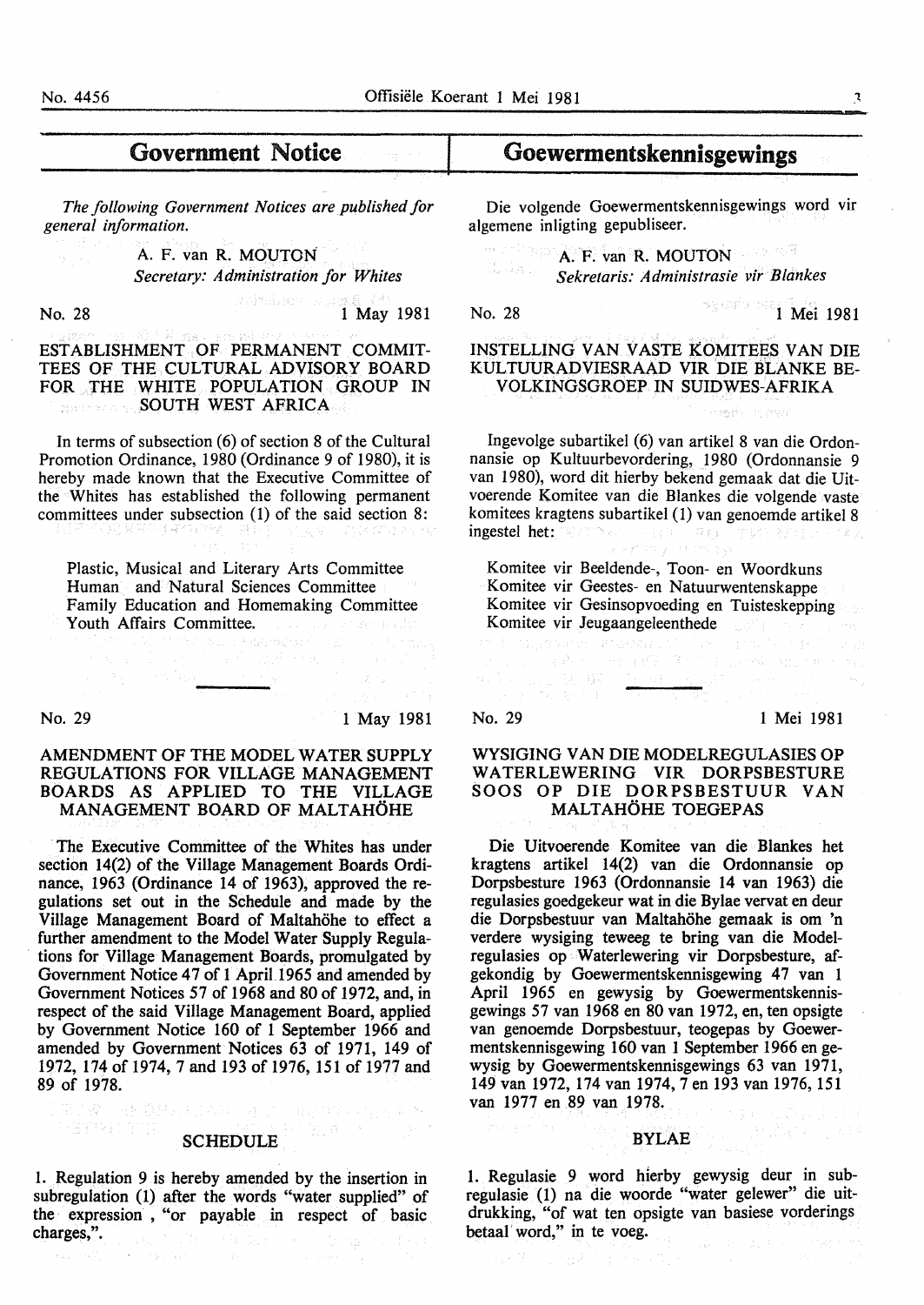## Government Notice

*The following Government Notices are published for general information.*

A. F. van R. MOUTON
*Secretary: Administration for Whites*

No. 28 1 May 1981

### ESTABLISHMENT OF PERMANENT COMMITTEES OF THE CULTURAL ADVISORY BOARD FOR THE WHITE POPULATION GROUP IN SOUTH WEST AFRICA

In terms of subsection (6) of section 8 of the Cultural Promotion Ordinance, 1980 (Ordinance 9 of 1980), it is hereby made known that the Executive Committee of the Whites has established the following permanent committees under subsection (1) of the said section 8:

Plastic, Musical and Literary Arts Committee
Human and Natural Sciences Committee
Family Education and Homemaking Committee
Youth Affairs Committee.

---

No. 29 1 May 1981

### AMENDMENT OF THE MODEL WATER SUPPLY REGULATIONS FOR VILLAGE MANAGEMENT BOARDS AS APPLIED TO THE VILLAGE MANAGEMENT BOARD OF MALTAHÖHE

The Executive Committee of the Whites has under section 14(2) of the Village Management Boards Ordinance, 1963 (Ordinance 14 of 1963), approved the regulations set out in the Schedule and made by the Village Management Board of Maltahöhe to effect a further amendment to the Model Water Supply Regulations for Village Management Boards, promulgated by Government Notice 47 of 1 April 1965 and amended by Government Notices 57 of 1968 and 80 of 1972, and, in respect of the said Village Management Board, applied by Government Notice 160 of 1 September 1966 and amended by Government Notices 63 of 1971, 149 of 1972, 174 of 1974, 7 and 193 of 1976, 151 of 1977 and 89 of 1978.

#### SCHEDULE

1. Regulation 9 is hereby amended by the insertion in subregulation (1) after the words "water supplied" of the expression , "or payable in respect of basic charges,".

## Goewermentskennisgewings

Die volgende Goewermentskennisgewings word vir algemene inligting gepubliseer.

A. F. van R. MOUTON
*Sekretaris: Administrasie vir Blankes*

No. 28 1 Mei 1981

### INSTELLING VAN VASTE KOMITEES VAN DIE KULTUURADVIESRAAD VIR DIE BLANKE BEVOLKINGSGROEP IN SUIDWES-AFRIKA

Ingevolge subartikel (6) van artikel 8 van die Ordonnansie op Kultuurbevordering, 1980 (Ordonnansie 9 van 1980), word dit hierby bekend gemaak dat die Uitvoerende Komitee van die Blankes die volgende vaste komitees kragtens subartikel (1) van genoemde artikel 8 ingestel het:

Komitee vir Beeldende-, Toon- en Woordkuns
Komitee vir Geestes- en Natuurwetenskappe
Komitee vir Gesinsopvoeding en Tuisteskepping
Komitee vir Jeugaangeleenthede

---

No. 29 1 Mei 1981

### WYSIGING VAN DIE MODELREGULASIES OP WATERLEWERING VIR DORPSBESTURE SOOS OP DIE DORPSBESTUUR VAN MALTAHÖHE TOEGEPAS

Die Uitvoerende Komitee van die Blankes het kragtens artikel 14(2) van die Ordonnansie op Dorpsbesture 1963 (Ordonnansie 14 van 1963) die regulasies goedgekeur wat in die Bylae vervat en deur die Dorpsbestuur van Maltahöhe gemaak is om 'n verdere wysiging teweeg te bring van die Modelregulasies op Waterlewering vir Dorpsbesture, afgekondig by Goewermentskennisgewing 47 van 1 April 1965 en gewysig by Goewermentskennisgewings 57 van 1968 en 80 van 1972, en, ten opsigte van genoemde Dorpsbestuur, teogepas by Goewermentskennisgewing 160 van 1 September 1966 en gewysig by Goewermentskennisgewings 63 van 1971, 149 van 1972, 174 van 1974, 7 en 193 van 1976, 151 van 1977 en 89 van 1978.

#### BYLAE

1. Regulasie 9 word hierby gewysig deur in subregulasie (1) na die woorde "water gelewer" die uitdrukking, "of wat ten opsigte van basiese vorderings betaal word," in te voeg.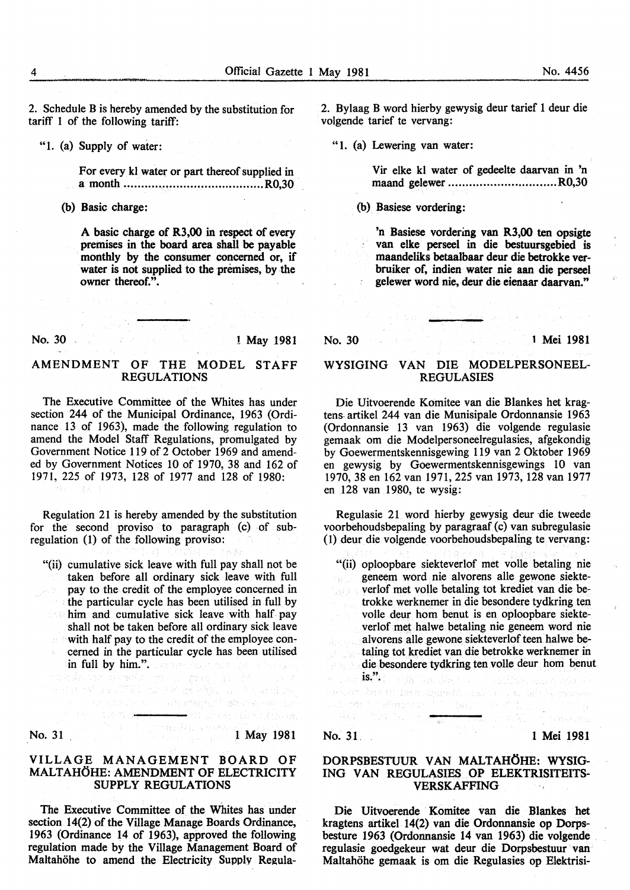2. Schedule B is hereby amended by the substitution for tariff 1 of the following tariff:

"1. (a) Supply of water:

For every kl water or part thereof supplied in a month ....................................... R0,30

(b) Basic charge:

A basic charge of R3,00 in respect of every premises in the board area shall be payable monthly by the consumer concerned or, if water is not supplied to the premises, by the owner thereof.".

---

No. 30 1 May 1981

## AMENDMENT OF THE MODEL STAFF REGULATIONS

The Executive Committee of the Whites has under section 244 of the Municipal Ordinance, 1963 (Ordinance 13 of 1963), made the following regulation to amend the Model Staff Regulations, promulgated by Government Notice 119 of 2 October 1969 and amended by Government Notices 10 of 1970, 38 and 162 of 1971, 225 of 1973, 128 of 1977 and 128 of 1980:

Regulation 21 is hereby amended by the substitution for the second proviso to paragraph (c) of subregulation (1) of the following proviso:

"(ii) cumulative sick leave with full pay shall not be taken before all ordinary sick leave with full pay to the credit of the employee concerned in the particular cycle has been utilised in full by him and cumulative sick leave with half pay shall not be taken before all ordinary sick leave with half pay to the credit of the employee concerned in the particular cycle has been utilised in full by him.".

---

No. 31 1 May 1981

## VILLAGE MANAGEMENT BOARD OF MALTAHÖHE: AMENDMENT OF ELECTRICITY SUPPLY REGULATIONS

The Executive Committee of the Whites has under section 14(2) of the Village Manage Boards Ordinance, 1963 (Ordinance 14 of 1963), approved the following regulation made by the Village Management Board of Maltahöhe to amend the Electricity Supply Regula-

2. Bylaag B word hierby gewysig deur tarief 1 deur die volgende tarief te vervang:

"1. (a) Lewering van water:

Vir elke kl water of gedeelte daarvan in 'n maand gelewer .............................. R0,30

(b) Basiese vordering:

'n Basiese vordering van R3,00 ten opsigte van elke perseel in die bestuursgebied is maandeliks betaalbaar deur die betrokke verbruiker of, indien water nie aan die perseel gelewer word nie, deur die eienaar daarvan."

---

No. 30 1 Mei 1981

## WYSIGING VAN DIE MODELPERSONEEL-REGULASIES

Die Uitvoerende Komitee van die Blankes het kragtens artikel 244 van die Munisipale Ordonnansie 1963 (Ordonnansie 13 van 1963) die volgende regulasie gemaak om die Modelpersoneelregulasies, afgekondig by Goewermentskennisgewing 119 van 2 Oktober 1969 en gewysig by Goewermentskennisgewings 10 van 1970, 38 en 162 van 1971, 225 van 1973, 128 van 1977 en 128 van 1980, te wysig:

Regulasie 21 word hierby gewysig deur die tweede voorbehoudsbepaling by paragraaf (c) van subregulasie (1) deur die volgende voorbehoudsbepaling te vervang:

"(ii) oploopbare siekteverlof met volle betaling nie geneem word nie alvorens alle gewone siekteverlof met volle betaling tot krediet van die betrokke werknemer in die besondere tydkring ten volle deur hom benut is en oploopbare siekteverlof met halwe betaling nie geneem word nie alvorens alle gewone siekteverlof teen halwe betaling tot krediet van die betrokke werknemer in die besondere tydkring ten volle deur hom benut is.".

---

No. 31 1 Mei 1981

## DORPSBESTUUR VAN MALTAHÖHE: WYSIGING VAN REGULASIES OP ELEKTRISITEITSVERSKAFFING

Die Uitvoerende Komitee van die Blankes het kragtens artikel 14(2) van die Ordonnansie op Dorpsbesture 1963 (Ordonnansie 14 van 1963) die volgende regulasie goedgekeur wat deur die Dorpsbestuur van Maltahöhe gemaak is om die Regulasies op Elektrisi-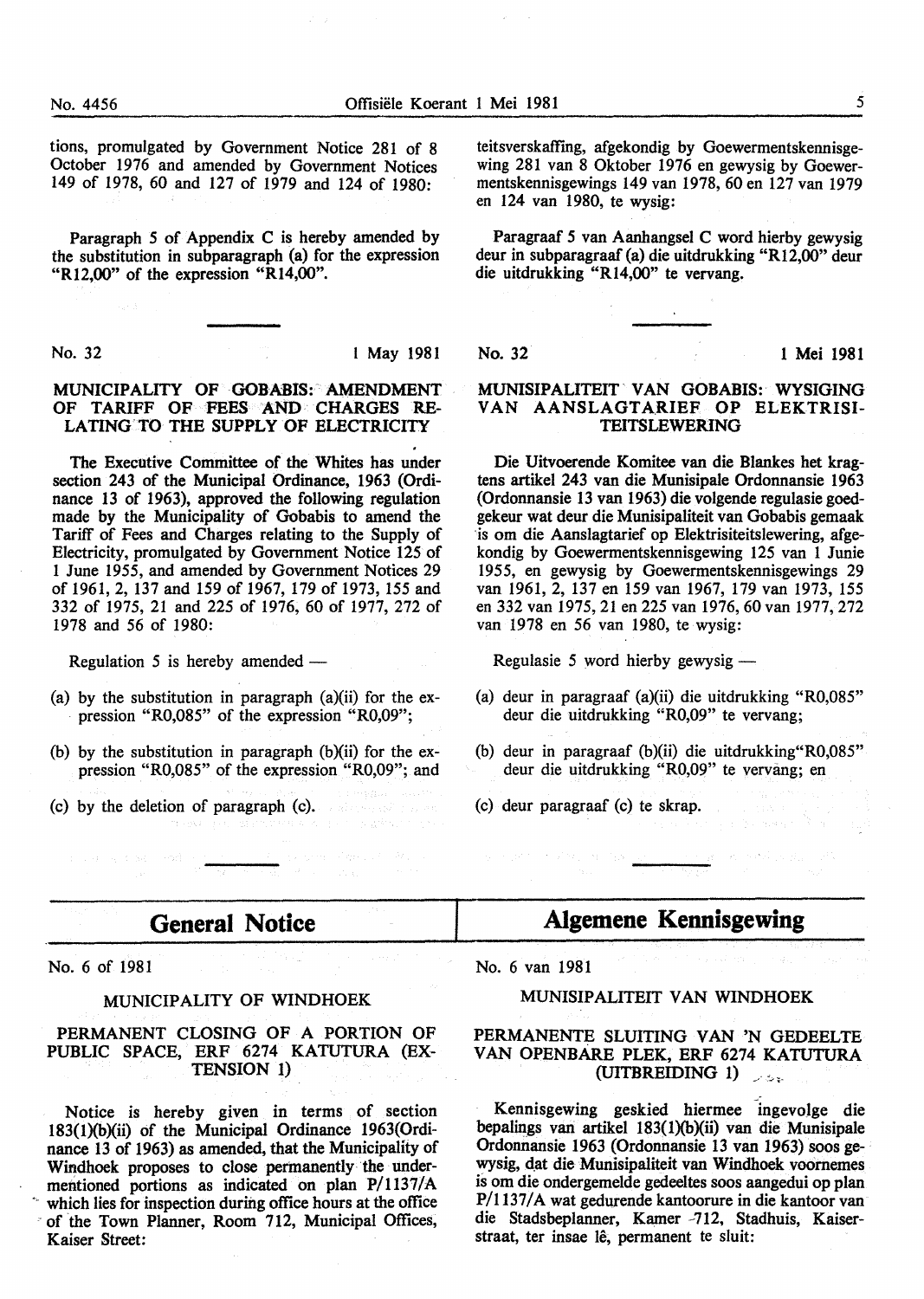tions, promulgated by Government Notice 281 of 8 October 1976 and amended by Government Notices 149 of 1978, 60 and 127 of 1979 and 124 of 1980:

Paragraph 5 of Appendix C is hereby amended by the substitution in subparagraph (a) for the expression "R12,00" of the expression "R14,00".

---

No. 32 — 1 May 1981

### MUNICIPALITY OF GOBABIS: AMENDMENT OF TARIFF OF FEES AND CHARGES RELATING TO THE SUPPLY OF ELECTRICITY

The Executive Committee of the Whites has under section 243 of the Municipal Ordinance, 1963 (Ordinance 13 of 1963), approved the following regulation made by the Municipality of Gobabis to amend the Tariff of Fees and Charges relating to the Supply of Electricity, promulgated by Government Notice 125 of 1 June 1955, and amended by Government Notices 29 of 1961, 2, 137 and 159 of 1967, 179 of 1973, 155 and 332 of 1975, 21 and 225 of 1976, 60 of 1977, 272 of 1978 and 56 of 1980:

Regulation 5 is hereby amended —

(a) by the substitution in paragraph (a)(ii) for the expression "R0,085" of the expression "R0,09";

(b) by the substitution in paragraph (b)(ii) for the expression "R0,085" of the expression "R0,09"; and

(c) by the deletion of paragraph (c).

---

## General Notice

No. 6 of 1981

### MUNICIPALITY OF WINDHOEK

### PERMANENT CLOSING OF A PORTION OF PUBLIC SPACE, ERF 6274 KATUTURA (EXTENSION 1)

Notice is hereby given in terms of section 183(1)(b)(ii) of the Municipal Ordinance 1963(Ordinance 13 of 1963) as amended, that the Municipality of Windhoek proposes to close permanently the undermentioned portions as indicated on plan P/1137/A which lies for inspection during office hours at the office of the Town Planner, Room 712, Municipal Offices, Kaiser Street:

---

teitsverskaffing, afgekondig by Goewermentskennisgewing 281 van 8 Oktober 1976 en gewysig by Goewermentskennisgewings 149 van 1978, 60 en 127 van 1979 en 124 van 1980, te wysig:

Paragraaf 5 van Aanhangsel C word hierby gewysig deur in subparagraaf (a) die uitdrukking "R12,00" deur die uitdrukking "R14,00" te vervang.

---

No. 32 — 1 Mei 1981

### MUNISIPALITEIT VAN GOBABIS: WYSIGING VAN AANSLAGTARIEF OP ELEKTRISITEITSLEWERING

Die Uitvoerende Komitee van die Blankes het kragtens artikel 243 van die Munisipale Ordonnansie 1963 (Ordonnansie 13 van 1963) die volgende regulasie goedgekeur wat deur die Munisipaliteit van Gobabis gemaak is om die Aanslagtarief op Elektrisiteitslewering, afgekondig by Goewermentskennisgewing 125 van 1 Junie 1955, en gewysig by Goewermentskennisgewings 29 van 1961, 2, 137 en 159 van 1967, 179 van 1973, 155 en 332 van 1975, 21 en 225 van 1976, 60 van 1977, 272 van 1978 en 56 van 1980, te wysig:

Regulasie 5 word hierby gewysig —

(a) deur in paragraaf (a)(ii) die uitdrukking "R0,085" deur die uitdrukking "R0,09" te vervang;

(b) deur in paragraaf (b)(ii) die uitdrukking"R0,085" deur die uitdrukking "R0,09" te vervang; en

(c) deur paragraaf (c) te skrap.

---

## Algemene Kennisgewing

No. 6 van 1981

### MUNISIPALITEIT VAN WINDHOEK

### PERMANENTE SLUITING VAN 'N GEDEELTE VAN OPENBARE PLEK, ERF 6274 KATUTURA (UITBREIDING 1)

Kennisgewing geskied hiermee ingevolge die bepalings van artikel 183(1)(b)(ii) van die Munisipale Ordonnansie 1963 (Ordonnansie 13 van 1963) soos gewysig, dat die Munisipaliteit van Windhoek voornemes is om die ondergemelde gedeeltes soos aangedui op plan P/1137/A wat gedurende kantoorure in die kantoor van die Stadsbeplanner, Kamer 712, Stadhuis, Kaiserstraat, ter insae lê, permanent te sluit: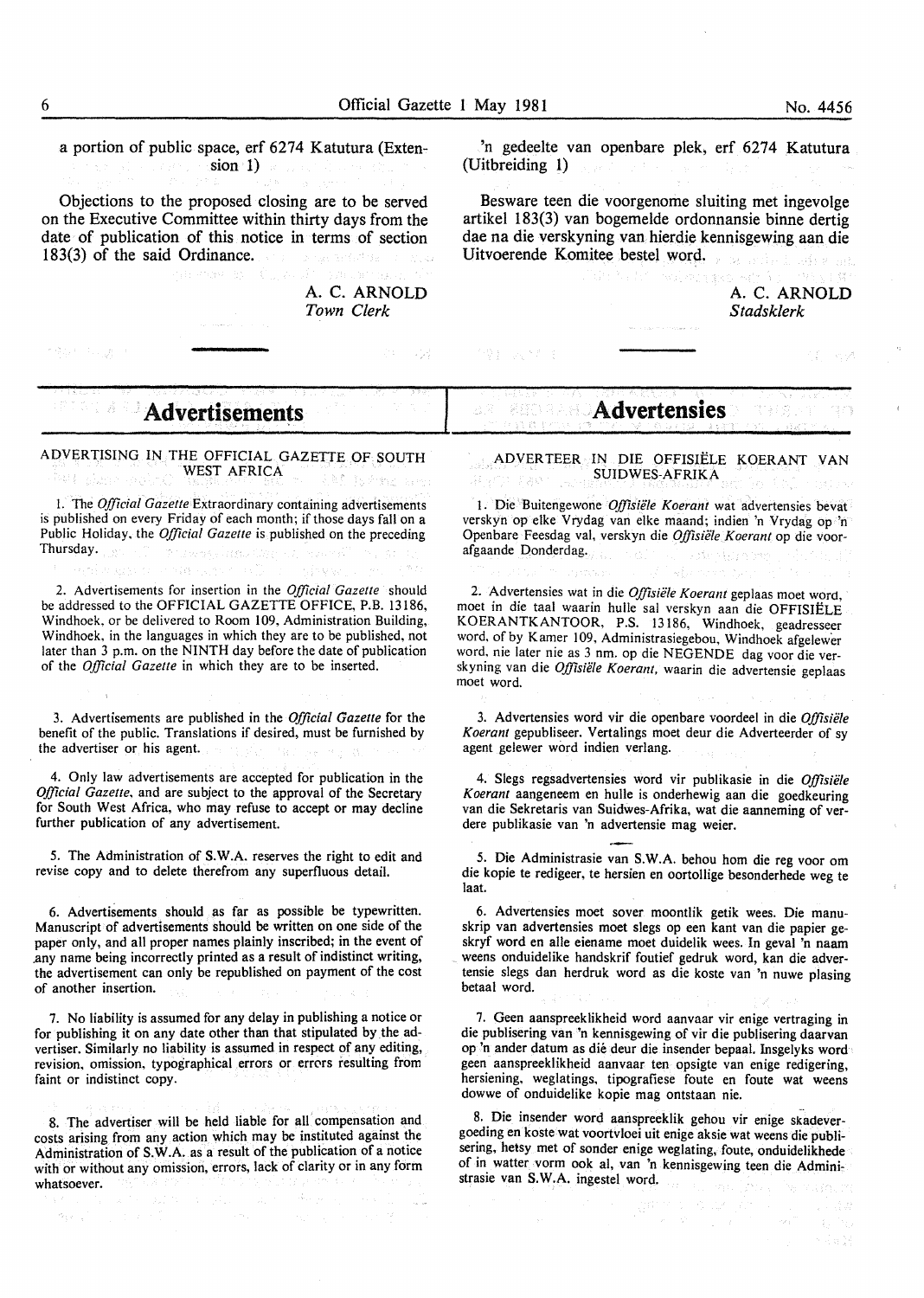a portion of public space, erf 6274 Katutura (Extension 1)

Objections to the proposed closing are to be served on the Executive Committee within thirty days from the date of publication of this notice in terms of section 183(3) of the said Ordinance.

A. C. ARNOLD
*Town Clerk*

'n gedeelte van openbare plek, erf 6274 Katutura (Uitbreiding 1)

Besware teen die voorgenome sluiting met ingevolge artikel 183(3) van bogemelde ordonnansie binne dertig dae na die verskyning van hierdie kennisgewing aan die Uitvoerende Komitee bestel word.

A. C. ARNOLD
*Stadsklerk*

# Advertisements

ADVERTISING IN THE OFFICIAL GAZETTE OF SOUTH WEST AFRICA

1. The *Official Gazette* Extraordinary containing advertisements is published on every Friday of each month; if those days fall on a Public Holiday, the *Official Gazette* is published on the preceding Thursday.

2. Advertisements for insertion in the *Official Gazette* should be addressed to the OFFICIAL GAZETTE OFFICE, P.B. 13186, Windhoek, or be delivered to Room 109, Administration Building, Windhoek, in the languages in which they are to be published, not later than 3 p.m. on the NINTH day before the date of publication of the *Official Gazette* in which they are to be inserted.

3. Advertisements are published in the *Official Gazette* for the benefit of the public. Translations if desired, must be furnished by the advertiser or his agent.

4. Only law advertisements are accepted for publication in the *Official Gazette*, and are subject to the approval of the Secretary for South West Africa, who may refuse to accept or may decline further publication of any advertisement.

5. The Administration of S.W.A. reserves the right to edit and revise copy and to delete therefrom any superfluous detail.

6. Advertisements should as far as possible be typewritten. Manuscript of advertisements should be written on one side of the paper only, and all proper names plainly inscribed; in the event of any name being incorrectly printed as a result of indistinct writing, the advertisement can only be republished on payment of the cost of another insertion.

7. No liability is assumed for any delay in publishing a notice or for publishing it on any date other than that stipulated by the advertiser. Similarly no liability is assumed in respect of any editing, revision, omission, typographical errors or errors resulting from faint or indistinct copy.

8. The advertiser will be held liable for all compensation and costs arising from any action which may be instituted against the Administration of S.W.A. as a result of the publication of a notice with or without any omission, errors, lack of clarity or in any form whatsoever.

# Advertensies

ADVERTEER IN DIE OFFISIËLE KOERANT VAN SUIDWES-AFRIKA

1. Die Buitengewone *Offisiële Koerant* wat advertensies bevat verskyn op elke Vrydag van elke maand; indien 'n Vrydag op 'n Openbare Feesdag val, verskyn die *Offisiële Koerant* op die voorafgaande Donderdag.

2. Advertensies wat in die *Offisiële Koerant* geplaas moet word, moet in die taal waarin hulle sal verskyn aan die OFFISIËLE KOERANTKANTOOR, P.S. 13186, Windhoek, geadresseer word, of by Kamer 109, Administrasiegebou, Windhoek afgelewer word, nie later nie as 3 nm. op die NEGENDE dag voor die verskyning van die *Offisiële Koerant*, waarin die advertensie geplaas moet word.

3. Advertensies word vir die openbare voordeel in die *Offisiële Koerant* gepubliseer. Vertalings moet deur die Adverteerder of sy agent gelewer word indien verlang.

4. Slegs regsadvertensies word vir publikasie in die *Offisiële Koerant* aangeneem en hulle is onderhewig aan die goedkeuring van die Sekretaris van Suidwes-Afrika, wat die aanneming of verdere publikasie van 'n advertensie mag weier.

5. Die Administrasie van S.W.A. behou hom die reg voor om die kopie te redigeer, te hersien en oortollige besonderhede weg te laat.

6. Advertensies moet sover moontlik getik wees. Die manuskrip van advertensies moet slegs op een kant van die papier geskryf word en alle eiename moet duidelik wees. In geval 'n naam weens onduidelike handskrif foutief gedruk word, kan die advertensie slegs dan herdruk word as die koste van 'n nuwe plasing betaal word.

7. Geen aanspreeklikheid word aanvaar vir enige vertraging in die publisering van 'n kennisgewing of vir die publisering daarvan op 'n ander datum as dié deur die insender bepaal. Insgelyks word geen aanspreeklikheid aanvaar ten opsigte van enige redigering, hersiening, weglatings, tipografiese foute en foute wat weens dowwe of onduidelike kopie mag ontstaan nie.

8. Die insender word aanspreeklik gehou vir enige skadevergoeding en koste wat voortvloei uit enige aksie wat weens die publisering, hetsy met of sonder enige weglating, foute, onduidelikhede of in watter vorm ook al, van 'n kennisgewing teen die Administrasie van S.W.A. ingestel word.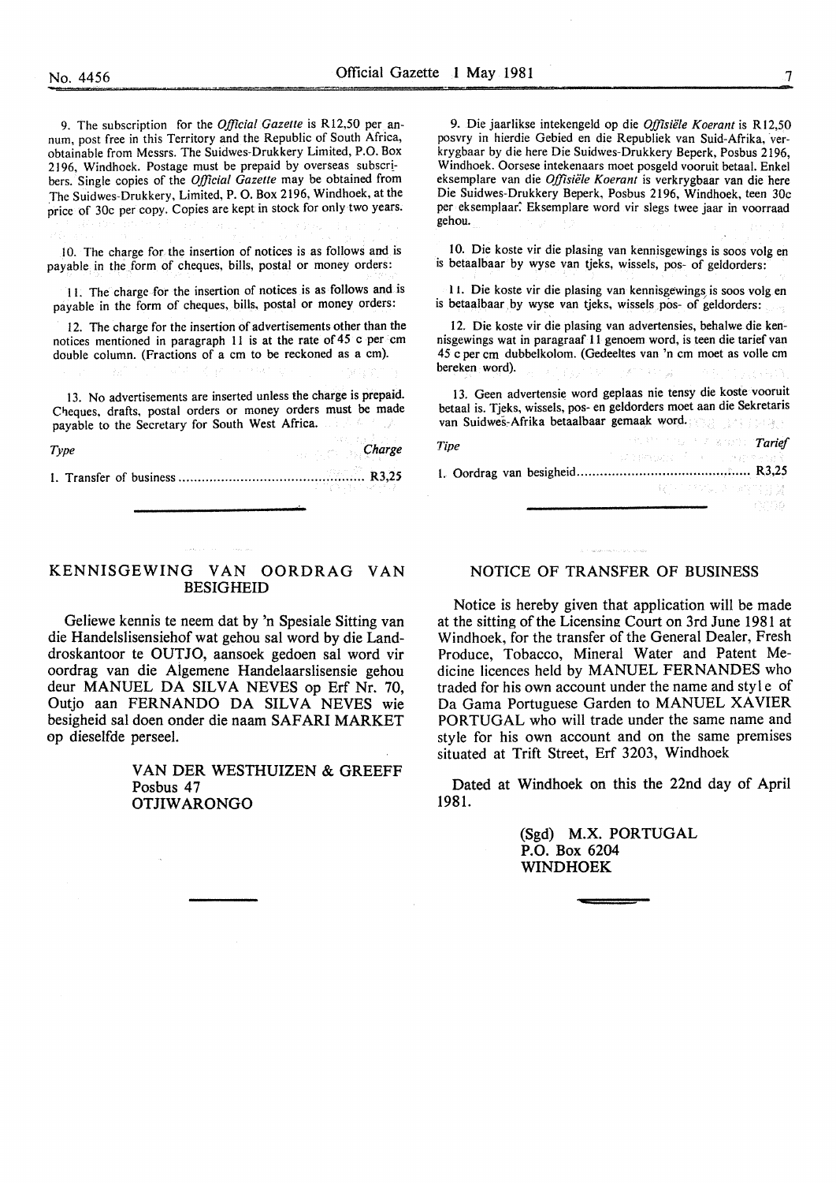9. The subscription for the *Official Gazette* is R12,50 per annum, post free in this Territory and the Republic of South Africa, obtainable from Messrs. The Suidwes-Drukkery Limited, P.O. Box 2196, Windhoek. Postage must be prepaid by overseas subscribers. Single copies of the *Official Gazette* may be obtained from The Suidwes-Drukkery, Limited, P. O. Box 2196, Windhoek, at the price of 30c per copy. Copies are kept in stock for only two years.

10. The charge for the insertion of notices is as follows and is payable in the form of cheques, bills, postal or money orders:

11. The charge for the insertion of notices is as follows and is payable in the form of cheques, bills, postal or money orders:

12. The charge for the insertion of advertisements other than the notices mentioned in paragraph 11 is at the rate of 45 c per cm double column. (Fractions of a cm to be reckoned as a cm).

13. No advertisements are inserted unless the charge is prepaid. Cheques, drafts, postal orders or money orders must be made payable to the Secretary for South West Africa.

| *Type* | *Charge* |
|---|---|
| 1. Transfer of business | R3,25 |

9. Die jaarlikse intekengeld op die *Offisiële Koerant* is R12,50 posvry in hierdie Gebied en die Republiek van Suid-Afrika, verkrygbaar by die here Die Suidwes-Drukkery Beperk, Posbus 2196, Windhoek. Oorsese intekenaars moet posgeld vooruit betaal. Enkel eksemplare van die *Offisiële Koerant* is verkrygbaar van die here Die Suidwes-Drukkery Beperk, Posbus 2196, Windhoek, teen 30c per eksemplaar. Eksemplare word vir slegs twee jaar in voorraad gehou.

10. Die koste vir die plasing van kennisgewings is soos volg en is betaalbaar by wyse van tjeks, wissels, pos- of geldorders:

11. Die koste vir die plasing van kennisgewings is soos volg en is betaalbaar by wyse van tjeks, wissels pos- of geldorders:

12. Die koste vir die plasing van advertensies, behalwe die kennisgewings wat in paragraaf 11 genoem word, is teen die tarief van 45 c per cm dubbelkolom. (Gedeeltes van 'n cm moet as volle cm bereken word).

13. Geen advertensie word geplaas nie tensy die koste vooruit betaal is. Tjeks, wissels, pos- en geldorders moet aan die Sekretaris van Suidwes-Afrika betaalbaar gemaak word.

| *Tipe* | *Tarief* |
|---|---|
| 1. Oordrag van besigheid | R3,25 |

## KENNISGEWING VAN OORDRAG VAN BESIGHEID

Geliewe kennis te neem dat by 'n Spesiale Sitting van die Handelslisensiehof wat gehou sal word by die Landdroskantoor te OUTJO, aansoek gedoen sal word vir oordrag van die Algemene Handelaarslisensie gehou deur MANUEL DA SILVA NEVES op Erf Nr. 70, Outjo aan FERNANDO DA SILVA NEVES wie besigheid sal doen onder die naam SAFARI MARKET op dieselfde perseel.

VAN DER WESTHUIZEN & GREEFF
Posbus 47
OTJIWARONGO

## NOTICE OF TRANSFER OF BUSINESS

Notice is hereby given that application will be made at the sitting of the Licensing Court on 3rd June 1981 at Windhoek, for the transfer of the General Dealer, Fresh Produce, Tobacco, Mineral Water and Patent Medicine licences held by MANUEL FERNANDES who traded for his own account under the name and style of Da Gama Portuguese Garden to MANUEL XAVIER PORTUGAL who will trade under the same name and style for his own account and on the same premises situated at Trift Street, Erf 3203, Windhoek

Dated at Windhoek on this the 22nd day of April 1981.

(Sgd) M.X. PORTUGAL
P.O. Box 6204
WINDHOEK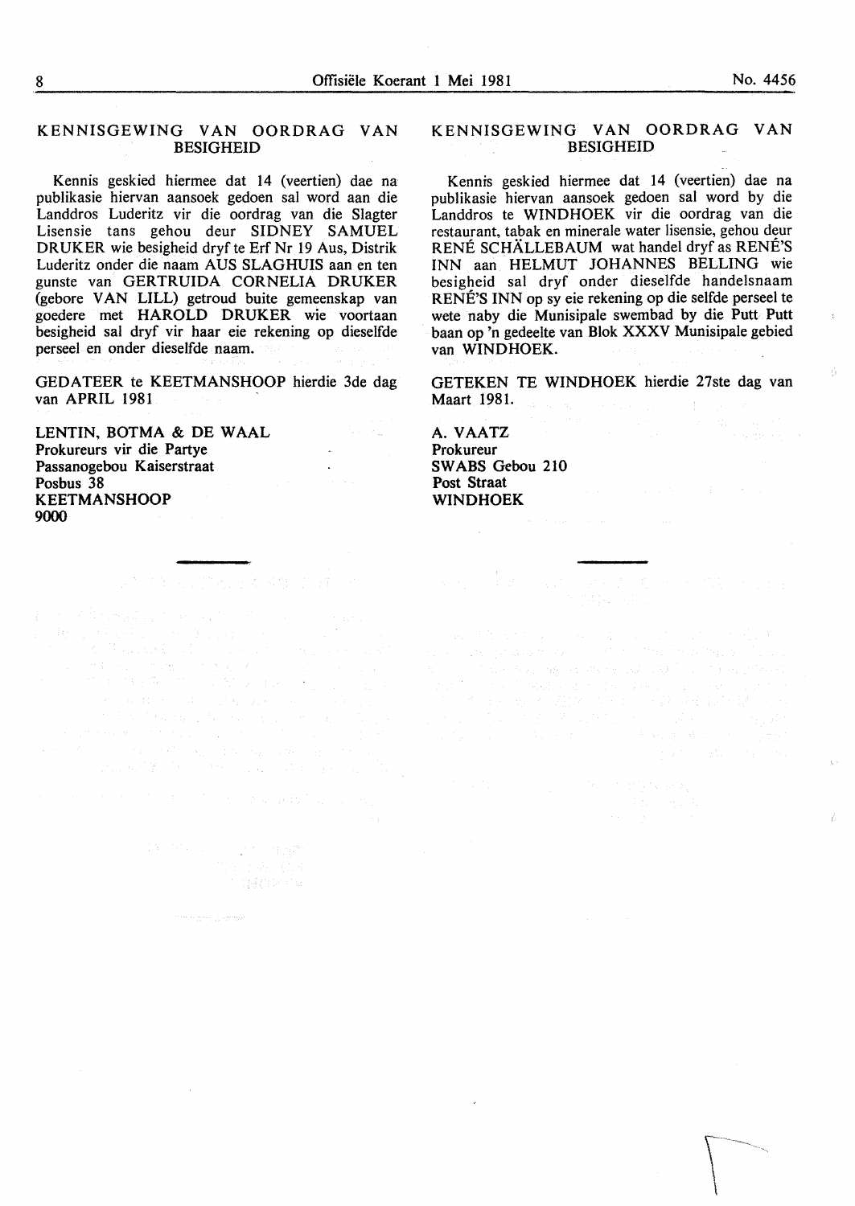## KENNISGEWING VAN OORDRAG VAN BESIGHEID

Kennis geskied hiermee dat 14 (veertien) dae na publikasie hiervan aansoek gedoen sal word aan die Landdros Luderitz vir die oordrag van die Slagter Lisensie tans gehou deur SIDNEY SAMUEL DRUKER wie besigheid dryf te Erf Nr 19 Aus, Distrik Luderitz onder die naam AUS SLAGHUIS aan en ten gunste van GERTRUIDA CORNELIA DRUKER (gebore VAN LILL) getroud buite gemeenskap van goedere met HAROLD DRUKER wie voortaan besigheid sal dryf vir haar eie rekening op dieselfde perseel en onder dieselfde naam.

GEDATEER te KEETMANSHOOP hierdie 3de dag van APRIL 1981

LENTIN, BOTMA & DE WAAL
**Prokureurs vir die Partye**
**Passanogebou Kaiserstraat**
**Posbus 38**
**KEETMANSHOOP**
**9000**

## KENNISGEWING VAN OORDRAG VAN BESIGHEID

Kennis geskied hiermee dat 14 (veertien) dae na publikasie hiervan aansoek gedoen sal word by die Landdros te WINDHOEK vir die oordrag van die restaurant, tabak en minerale water lisensie, gehou deur RENÉ SCHÄLLEBAUM wat handel dryf as RENÉ'S INN aan HELMUT JOHANNES BELLING wie besigheid sal dryf onder dieselfde handelsnaam RENÉ'S INN op sy eie rekening op die selfde perseel te wete naby die Munisipale swembad by die Putt Putt baan op 'n gedeelte van Blok XXXV Munisipale gebied van WINDHOEK.

GETEKEN TE WINDHOEK hierdie 27ste dag van Maart 1981.

A. VAATZ
**Prokureur**
**SWABS Gebou 210**
**Post Straat**
**WINDHOEK**